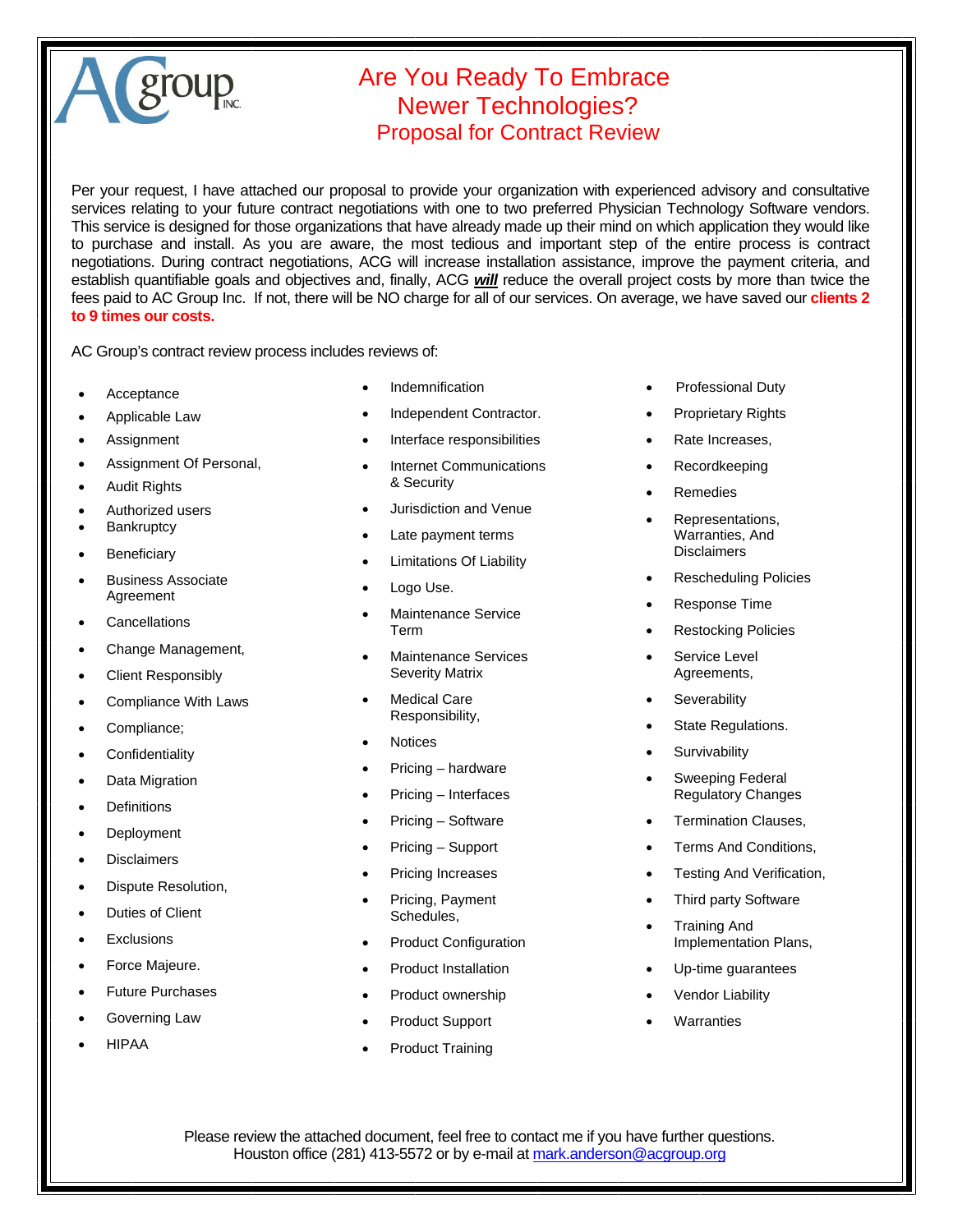AC group INC.

# Are You Ready To Embrace Newer Technologies?

## Proposal for Contract Review

Per your request, I have attached our proposal to provide your organization with experienced advisory and consultative services relating to your future contract negotiations with one to two preferred Physician Technology Software vendors. This service is designed for those organizations that have already made up their mind on which application they would like to purchase and install. As you are aware, the most tedious and important step of the entire process is contract negotiations. During contract negotiations, ACG will increase installation assistance, improve the payment criteria, and establish quantifiable goals and objectives and, finally, ACG ***will*** reduce the overall project costs by more than twice the fees paid to AC Group Inc. If not, there will be NO charge for all of our services. On average, we have saved our **clients 2 to 9 times our costs.**

AC Group's contract review process includes reviews of:

- Acceptance
- Applicable Law
- Assignment
- Assignment Of Personal,
- Audit Rights
- Authorized users
- Bankruptcy
- Beneficiary
- Business Associate Agreement
- Cancellations
- Change Management,
- Client Responsibly
- Compliance With Laws
- Compliance;
- Confidentiality
- Data Migration
- Definitions
- Deployment
- Disclaimers
- Dispute Resolution,
- Duties of Client
- Exclusions
- Force Majeure.
- Future Purchases
- Governing Law
- HIPAA
- Indemnification
- Independent Contractor.
- Interface responsibilities
- Internet Communications & Security
- Jurisdiction and Venue
- Late payment terms
- Limitations Of Liability
- Logo Use.
- Maintenance Service Term
- Maintenance Services Severity Matrix
- Medical Care Responsibility,
- Notices
- Pricing – hardware
- Pricing – Interfaces
- Pricing – Software
- Pricing – Support
- Pricing Increases
- Pricing, Payment Schedules,
- Product Configuration
- Product Installation
- Product ownership
- Product Support
- Product Training
- Professional Duty
- Proprietary Rights
- Rate Increases,
- Recordkeeping
- Remedies
- Representations, Warranties, And Disclaimers
- Rescheduling Policies
- Response Time
- Restocking Policies
- Service Level Agreements,
- Severability
- State Regulations.
- Survivability
- Sweeping Federal Regulatory Changes
- Termination Clauses,
- Terms And Conditions,
- Testing And Verification,
- Third party Software
- Training And Implementation Plans,
- Up-time guarantees
- Vendor Liability
- Warranties

Please review the attached document, feel free to contact me if you have further questions.
Houston office (281) 413-5572 or by e-mail at mark.anderson@acgroup.org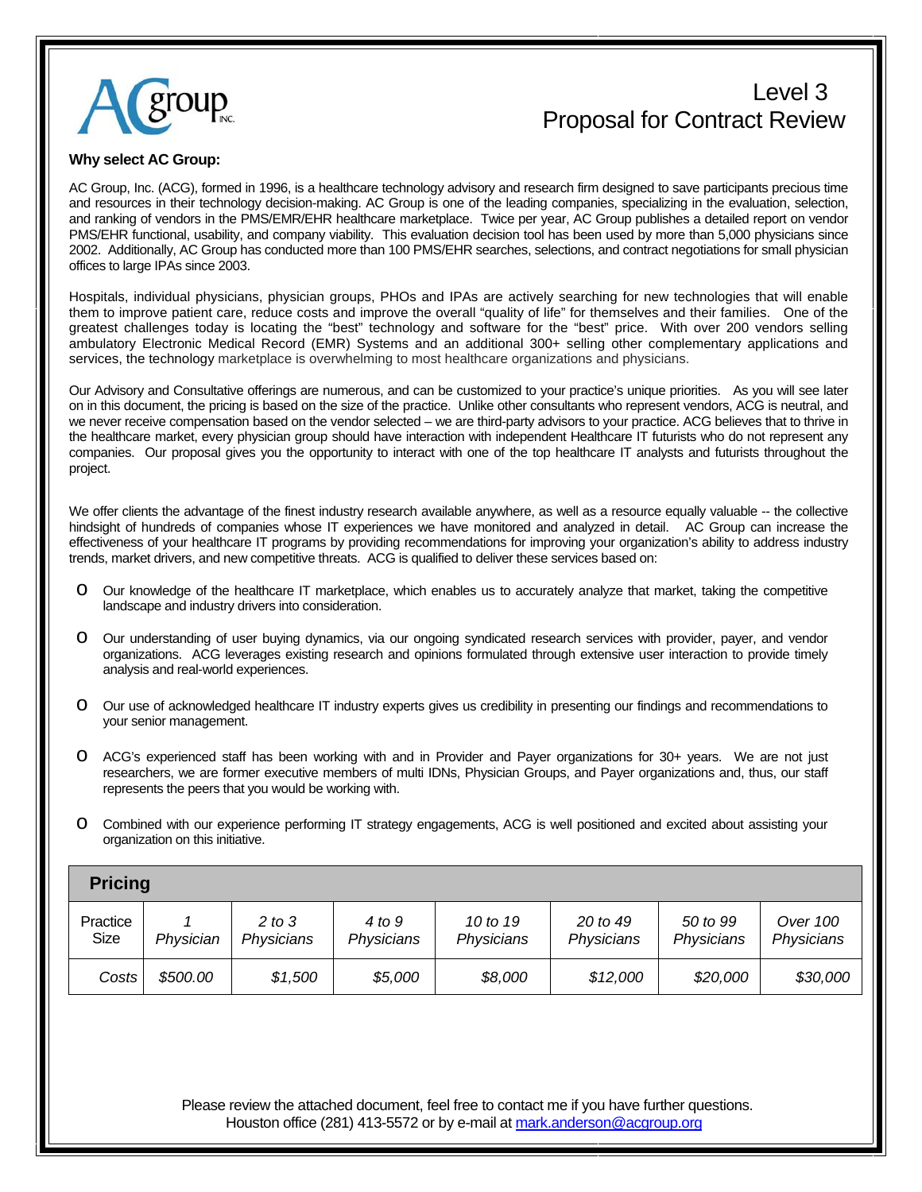# Level 3 Proposal for Contract Review

**Why select AC Group:**

AC Group, Inc. (ACG), formed in 1996, is a healthcare technology advisory and research firm designed to save participants precious time and resources in their technology decision-making. AC Group is one of the leading companies, specializing in the evaluation, selection, and ranking of vendors in the PMS/EMR/EHR healthcare marketplace. Twice per year, AC Group publishes a detailed report on vendor PMS/EHR functional, usability, and company viability. This evaluation decision tool has been used by more than 5,000 physicians since 2002. Additionally, AC Group has conducted more than 100 PMS/EHR searches, selections, and contract negotiations for small physician offices to large IPAs since 2003.

Hospitals, individual physicians, physician groups, PHOs and IPAs are actively searching for new technologies that will enable them to improve patient care, reduce costs and improve the overall "quality of life" for themselves and their families. One of the greatest challenges today is locating the "best" technology and software for the "best" price. With over 200 vendors selling ambulatory Electronic Medical Record (EMR) Systems and an additional 300+ selling other complementary applications and services, the technology marketplace is overwhelming to most healthcare organizations and physicians.

Our Advisory and Consultative offerings are numerous, and can be customized to your practice's unique priorities. As you will see later on in this document, the pricing is based on the size of the practice. Unlike other consultants who represent vendors, ACG is neutral, and we never receive compensation based on the vendor selected – we are third-party advisors to your practice. ACG believes that to thrive in the healthcare market, every physician group should have interaction with independent Healthcare IT futurists who do not represent any companies. Our proposal gives you the opportunity to interact with one of the top healthcare IT analysts and futurists throughout the project.

We offer clients the advantage of the finest industry research available anywhere, as well as a resource equally valuable -- the collective hindsight of hundreds of companies whose IT experiences we have monitored and analyzed in detail. AC Group can increase the effectiveness of your healthcare IT programs by providing recommendations for improving your organization's ability to address industry trends, market drivers, and new competitive threats. ACG is qualified to deliver these services based on:

- Our knowledge of the healthcare IT marketplace, which enables us to accurately analyze that market, taking the competitive landscape and industry drivers into consideration.
- Our understanding of user buying dynamics, via our ongoing syndicated research services with provider, payer, and vendor organizations. ACG leverages existing research and opinions formulated through extensive user interaction to provide timely analysis and real-world experiences.
- Our use of acknowledged healthcare IT industry experts gives us credibility in presenting our findings and recommendations to your senior management.
- ACG's experienced staff has been working with and in Provider and Payer organizations for 30+ years. We are not just researchers, we are former executive members of multi IDNs, Physician Groups, and Payer organizations and, thus, our staff represents the peers that you would be working with.
- Combined with our experience performing IT strategy engagements, ACG is well positioned and excited about assisting your organization on this initiative.

**Pricing**

| Practice Size | *1 Physician* | *2 to 3 Physicians* | *4 to 9 Physicians* | *10 to 19 Physicians* | *20 to 49 Physicians* | *50 to 99 Physicians* | *Over 100 Physicians* |
|---|---|---|---|---|---|---|---|
| *Costs* | *$500.00* | *$1,500* | *$5,000* | *$8,000* | *$12,000* | *$20,000* | *$30,000* |

Please review the attached document, feel free to contact me if you have further questions.
Houston office (281) 413-5572 or by e-mail at mark.anderson@acgroup.org